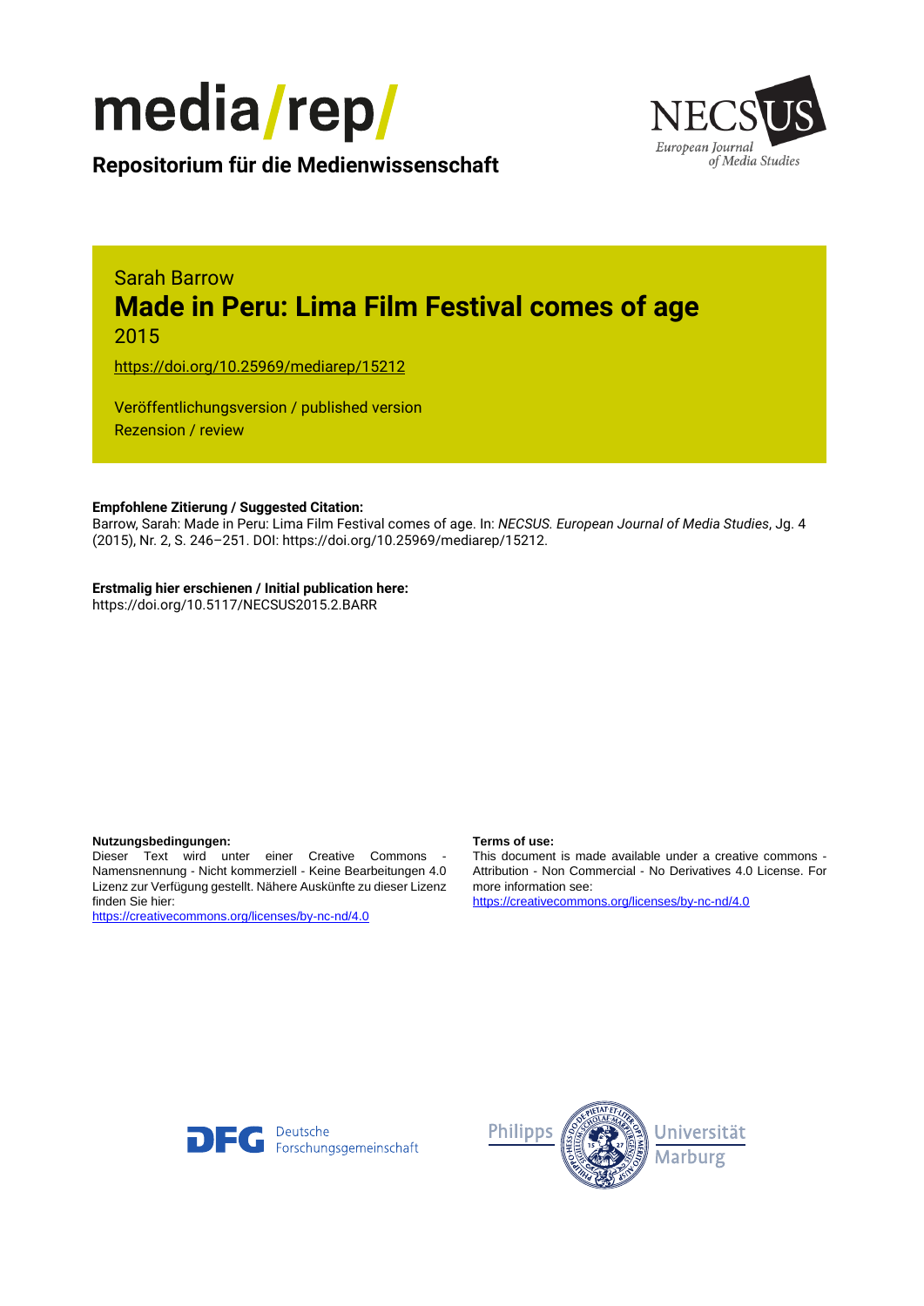media/rep/

**Repositorium für die Medienwissenschaft**

NECSUS European Journal of Media Studies

Sarah Barrow

# Made in Peru: Lima Film Festival comes of age

2015

https://doi.org/10.25969/mediarep/15212

Veröffentlichungsversion / published version
Rezension / review

**Empfohlene Zitierung / Suggested Citation:**
Barrow, Sarah: Made in Peru: Lima Film Festival comes of age. In: *NECSUS. European Journal of Media Studies*, Jg. 4 (2015), Nr. 2, S. 246–251. DOI: https://doi.org/10.25969/mediarep/15212.

**Erstmalig hier erschienen / Initial publication here:**
https://doi.org/10.5117/NECSUS2015.2.BARR

**Nutzungsbedingungen:**
Dieser Text wird unter einer Creative Commons - Namensnennung - Nicht kommerziell - Keine Bearbeitungen 4.0 Lizenz zur Verfügung gestellt. Nähere Auskünfte zu dieser Lizenz finden Sie hier:
https://creativecommons.org/licenses/by-nc-nd/4.0

**Terms of use:**
This document is made available under a creative commons - Attribution - Non Commercial - No Derivatives 4.0 License. For more information see:
https://creativecommons.org/licenses/by-nc-nd/4.0

Deutsche Forschungsgemeinschaft

Philipps Universität Marburg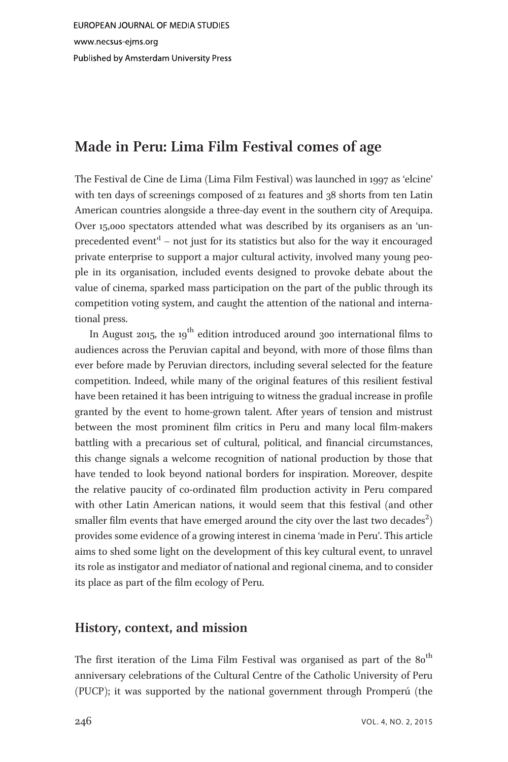# Made in Peru: Lima Film Festival comes of age

The Festival de Cine de Lima (Lima Film Festival) was launched in 1997 as 'elcine' with ten days of screenings composed of 21 features and 38 shorts from ten Latin American countries alongside a three-day event in the southern city of Arequipa. Over 15,000 spectators attended what was described by its organisers as an 'unprecedented event'[1] – not just for its statistics but also for the way it encouraged private enterprise to support a major cultural activity, involved many young people in its organisation, included events designed to provoke debate about the value of cinema, sparked mass participation on the part of the public through its competition voting system, and caught the attention of the national and international press.

In August 2015, the 19th edition introduced around 300 international films to audiences across the Peruvian capital and beyond, with more of those films than ever before made by Peruvian directors, including several selected for the feature competition. Indeed, while many of the original features of this resilient festival have been retained it has been intriguing to witness the gradual increase in profile granted by the event to home-grown talent. After years of tension and mistrust between the most prominent film critics in Peru and many local film-makers battling with a precarious set of cultural, political, and financial circumstances, this change signals a welcome recognition of national production by those that have tended to look beyond national borders for inspiration. Moreover, despite the relative paucity of co-ordinated film production activity in Peru compared with other Latin American nations, it would seem that this festival (and other smaller film events that have emerged around the city over the last two decades[2]) provides some evidence of a growing interest in cinema 'made in Peru'. This article aims to shed some light on the development of this key cultural event, to unravel its role as instigator and mediator of national and regional cinema, and to consider its place as part of the film ecology of Peru.

## History, context, and mission

The first iteration of the Lima Film Festival was organised as part of the 80th anniversary celebrations of the Cultural Centre of the Catholic University of Peru (PUCP); it was supported by the national government through Promperú (the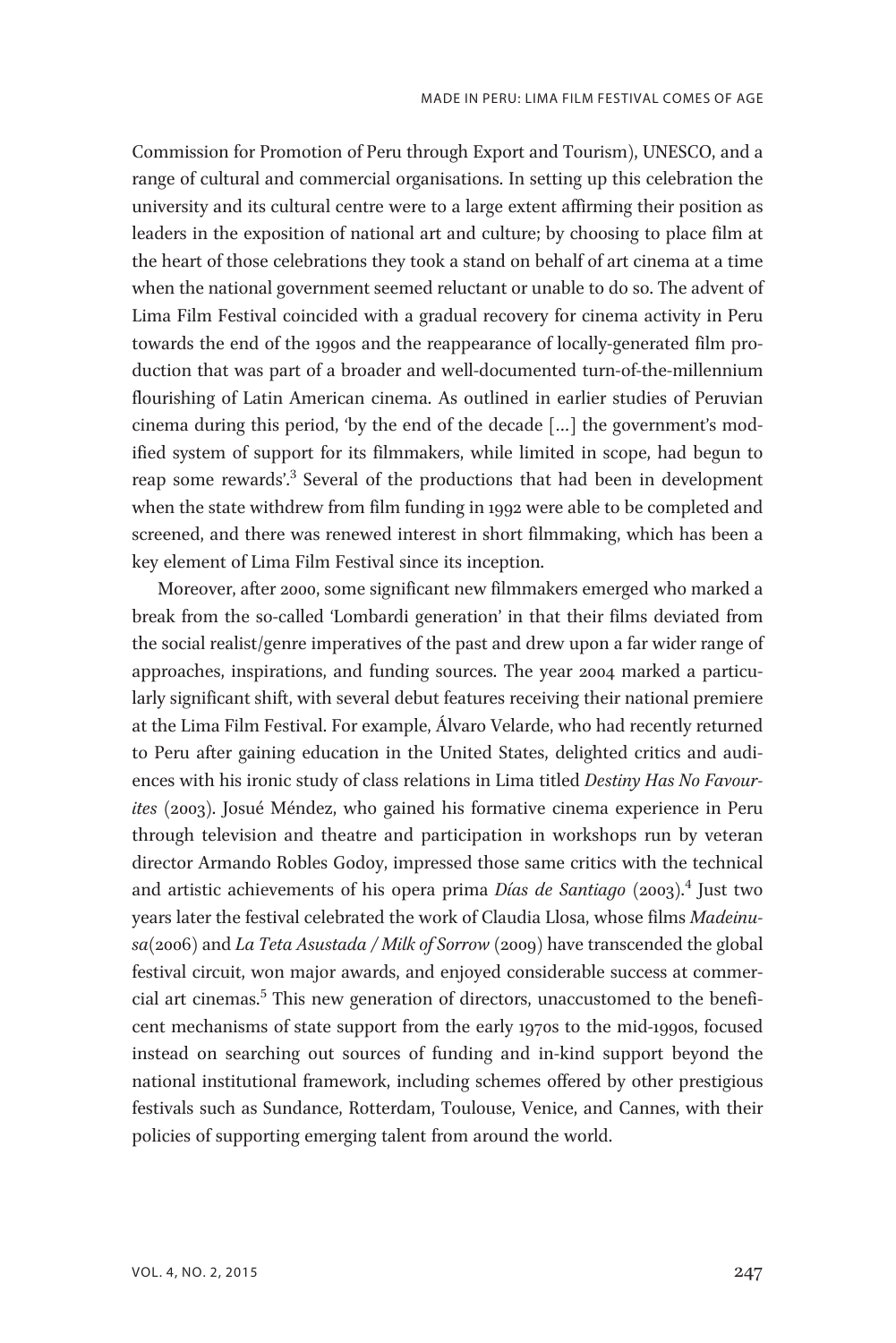Commission for Promotion of Peru through Export and Tourism), UNESCO, and a range of cultural and commercial organisations. In setting up this celebration the university and its cultural centre were to a large extent affirming their position as leaders in the exposition of national art and culture; by choosing to place film at the heart of those celebrations they took a stand on behalf of art cinema at a time when the national government seemed reluctant or unable to do so. The advent of Lima Film Festival coincided with a gradual recovery for cinema activity in Peru towards the end of the 1990s and the reappearance of locally-generated film production that was part of a broader and well-documented turn-of-the-millennium flourishing of Latin American cinema. As outlined in earlier studies of Peruvian cinema during this period, 'by the end of the decade [...] the government's modified system of support for its filmmakers, while limited in scope, had begun to reap some rewards'.[3] Several of the productions that had been in development when the state withdrew from film funding in 1992 were able to be completed and screened, and there was renewed interest in short filmmaking, which has been a key element of Lima Film Festival since its inception.

Moreover, after 2000, some significant new filmmakers emerged who marked a break from the so-called 'Lombardi generation' in that their films deviated from the social realist/genre imperatives of the past and drew upon a far wider range of approaches, inspirations, and funding sources. The year 2004 marked a particularly significant shift, with several debut features receiving their national premiere at the Lima Film Festival. For example, Álvaro Velarde, who had recently returned to Peru after gaining education in the United States, delighted critics and audiences with his ironic study of class relations in Lima titled *Destiny Has No Favourites* (2003). Josué Méndez, who gained his formative cinema experience in Peru through television and theatre and participation in workshops run by veteran director Armando Robles Godoy, impressed those same critics with the technical and artistic achievements of his opera prima *Días de Santiago* (2003).[4] Just two years later the festival celebrated the work of Claudia Llosa, whose films *Madeinusa*(2006) and *La Teta Asustada / Milk of Sorrow* (2009) have transcended the global festival circuit, won major awards, and enjoyed considerable success at commercial art cinemas.[5] This new generation of directors, unaccustomed to the beneficent mechanisms of state support from the early 1970s to the mid-1990s, focused instead on searching out sources of funding and in-kind support beyond the national institutional framework, including schemes offered by other prestigious festivals such as Sundance, Rotterdam, Toulouse, Venice, and Cannes, with their policies of supporting emerging talent from around the world.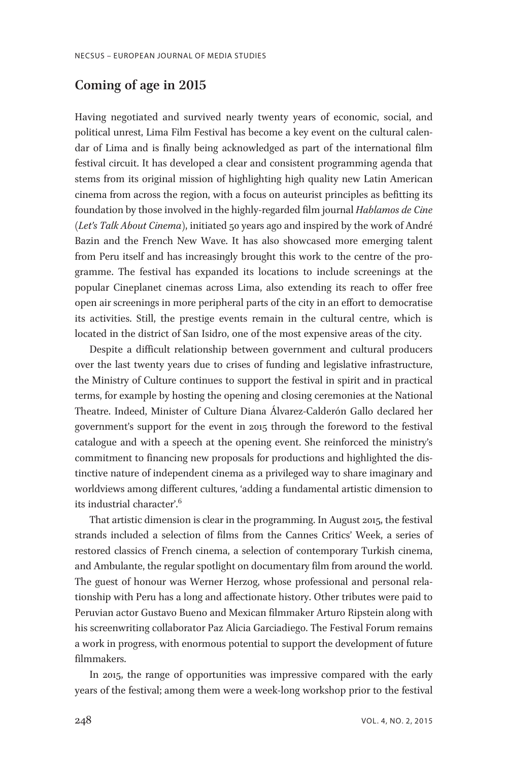## Coming of age in 2015

Having negotiated and survived nearly twenty years of economic, social, and political unrest, Lima Film Festival has become a key event on the cultural calendar of Lima and is finally being acknowledged as part of the international film festival circuit. It has developed a clear and consistent programming agenda that stems from its original mission of highlighting high quality new Latin American cinema from across the region, with a focus on auteurist principles as befitting its foundation by those involved in the highly-regarded film journal *Hablamos de Cine* (*Let's Talk About Cinema*), initiated 50 years ago and inspired by the work of André Bazin and the French New Wave. It has also showcased more emerging talent from Peru itself and has increasingly brought this work to the centre of the programme. The festival has expanded its locations to include screenings at the popular Cineplanet cinemas across Lima, also extending its reach to offer free open air screenings in more peripheral parts of the city in an effort to democratise its activities. Still, the prestige events remain in the cultural centre, which is located in the district of San Isidro, one of the most expensive areas of the city.

Despite a difficult relationship between government and cultural producers over the last twenty years due to crises of funding and legislative infrastructure, the Ministry of Culture continues to support the festival in spirit and in practical terms, for example by hosting the opening and closing ceremonies at the National Theatre. Indeed, Minister of Culture Diana Álvarez-Calderón Gallo declared her government's support for the event in 2015 through the foreword to the festival catalogue and with a speech at the opening event. She reinforced the ministry's commitment to financing new proposals for productions and highlighted the distinctive nature of independent cinema as a privileged way to share imaginary and worldviews among different cultures, 'adding a fundamental artistic dimension to its industrial character'.[6]

That artistic dimension is clear in the programming. In August 2015, the festival strands included a selection of films from the Cannes Critics' Week, a series of restored classics of French cinema, a selection of contemporary Turkish cinema, and Ambulante, the regular spotlight on documentary film from around the world. The guest of honour was Werner Herzog, whose professional and personal relationship with Peru has a long and affectionate history. Other tributes were paid to Peruvian actor Gustavo Bueno and Mexican filmmaker Arturo Ripstein along with his screenwriting collaborator Paz Alicia Garciadiego. The Festival Forum remains a work in progress, with enormous potential to support the development of future filmmakers.

In 2015, the range of opportunities was impressive compared with the early years of the festival; among them were a week-long workshop prior to the festival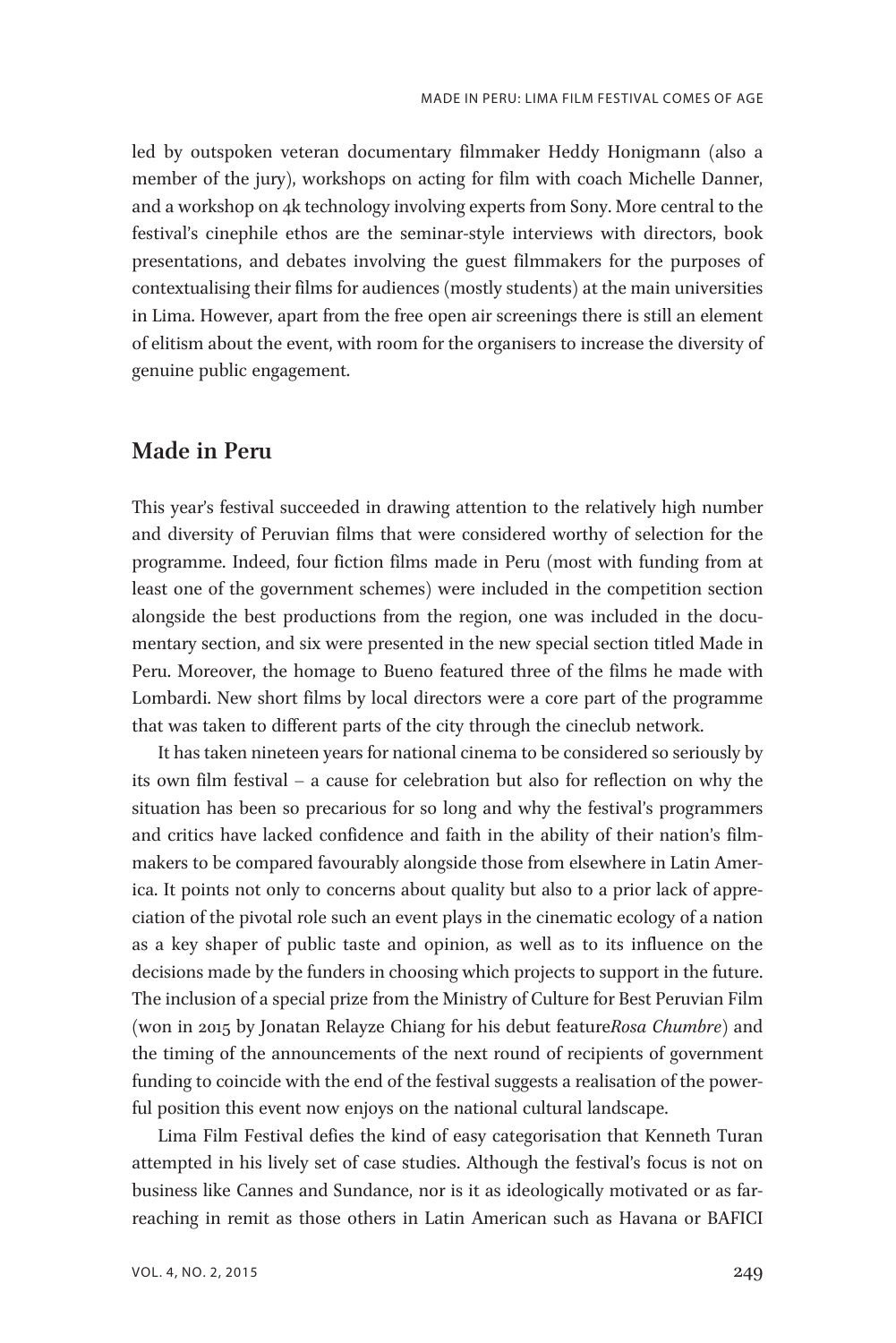led by outspoken veteran documentary filmmaker Heddy Honigmann (also a member of the jury), workshops on acting for film with coach Michelle Danner, and a workshop on 4k technology involving experts from Sony. More central to the festival's cinephile ethos are the seminar-style interviews with directors, book presentations, and debates involving the guest filmmakers for the purposes of contextualising their films for audiences (mostly students) at the main universities in Lima. However, apart from the free open air screenings there is still an element of elitism about the event, with room for the organisers to increase the diversity of genuine public engagement.

## Made in Peru

This year's festival succeeded in drawing attention to the relatively high number and diversity of Peruvian films that were considered worthy of selection for the programme. Indeed, four fiction films made in Peru (most with funding from at least one of the government schemes) were included in the competition section alongside the best productions from the region, one was included in the documentary section, and six were presented in the new special section titled Made in Peru. Moreover, the homage to Bueno featured three of the films he made with Lombardi. New short films by local directors were a core part of the programme that was taken to different parts of the city through the cineclub network.

It has taken nineteen years for national cinema to be considered so seriously by its own film festival – a cause for celebration but also for reflection on why the situation has been so precarious for so long and why the festival's programmers and critics have lacked confidence and faith in the ability of their nation's filmmakers to be compared favourably alongside those from elsewhere in Latin America. It points not only to concerns about quality but also to a prior lack of appreciation of the pivotal role such an event plays in the cinematic ecology of a nation as a key shaper of public taste and opinion, as well as to its influence on the decisions made by the funders in choosing which projects to support in the future. The inclusion of a special prize from the Ministry of Culture for Best Peruvian Film (won in 2015 by Jonatan Relayze Chiang for his debut feature*Rosa Chumbre*) and the timing of the announcements of the next round of recipients of government funding to coincide with the end of the festival suggests a realisation of the powerful position this event now enjoys on the national cultural landscape.

Lima Film Festival defies the kind of easy categorisation that Kenneth Turan attempted in his lively set of case studies. Although the festival's focus is not on business like Cannes and Sundance, nor is it as ideologically motivated or as far-reaching in remit as those others in Latin American such as Havana or BAFICI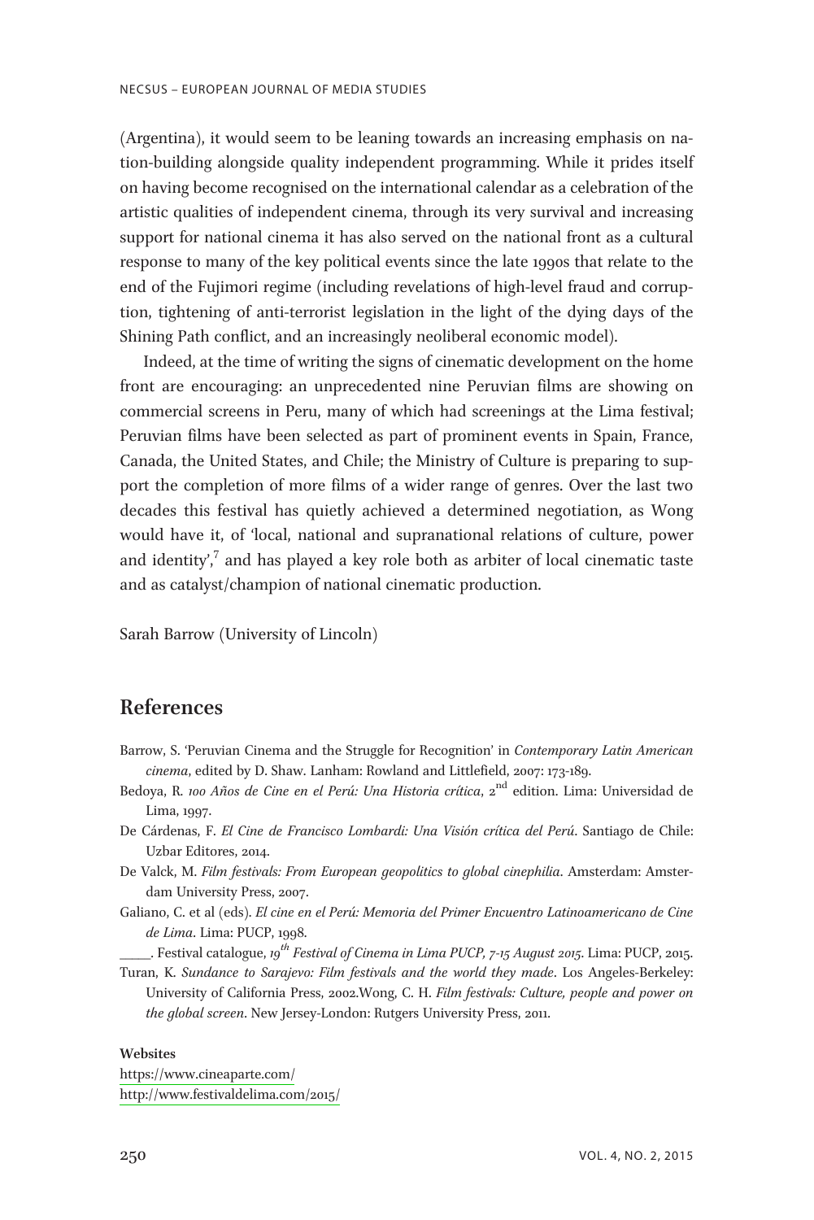(Argentina), it would seem to be leaning towards an increasing emphasis on nation-building alongside quality independent programming. While it prides itself on having become recognised on the international calendar as a celebration of the artistic qualities of independent cinema, through its very survival and increasing support for national cinema it has also served on the national front as a cultural response to many of the key political events since the late 1990s that relate to the end of the Fujimori regime (including revelations of high-level fraud and corruption, tightening of anti-terrorist legislation in the light of the dying days of the Shining Path conflict, and an increasingly neoliberal economic model).

Indeed, at the time of writing the signs of cinematic development on the home front are encouraging: an unprecedented nine Peruvian films are showing on commercial screens in Peru, many of which had screenings at the Lima festival; Peruvian films have been selected as part of prominent events in Spain, France, Canada, the United States, and Chile; the Ministry of Culture is preparing to support the completion of more films of a wider range of genres. Over the last two decades this festival has quietly achieved a determined negotiation, as Wong would have it, of 'local, national and supranational relations of culture, power and identity',[7] and has played a key role both as arbiter of local cinematic taste and as catalyst/champion of national cinematic production.

Sarah Barrow (University of Lincoln)

## References

Barrow, S. 'Peruvian Cinema and the Struggle for Recognition' in *Contemporary Latin American cinema*, edited by D. Shaw. Lanham: Rowland and Littlefield, 2007: 173-189.

Bedoya, R. *100 Años de Cine en el Perú: Una Historia crítica*, 2nd edition. Lima: Universidad de Lima, 1997.

De Cárdenas, F. *El Cine de Francisco Lombardi: Una Visión crítica del Perú*. Santiago de Chile: Uzbar Editores, 2014.

De Valck, M. *Film festivals: From European geopolitics to global cinephilia*. Amsterdam: Amsterdam University Press, 2007.

Galiano, C. et al (eds). *El cine en el Perú: Memoria del Primer Encuentro Latinoamericano de Cine de Lima*. Lima: PUCP, 1998.

_____. Festival catalogue, *19th Festival of Cinema in Lima PUCP, 7-15 August 2015*. Lima: PUCP, 2015.

Turan, K. *Sundance to Sarajevo: Film festivals and the world they made*. Los Angeles-Berkeley: University of California Press, 2002.

Wong, C. H. *Film festivals: Culture, people and power on the global screen*. New Jersey-London: Rutgers University Press, 2011.

**Websites**

https://www.cineaparte.com/

http://www.festivaldelima.com/2015/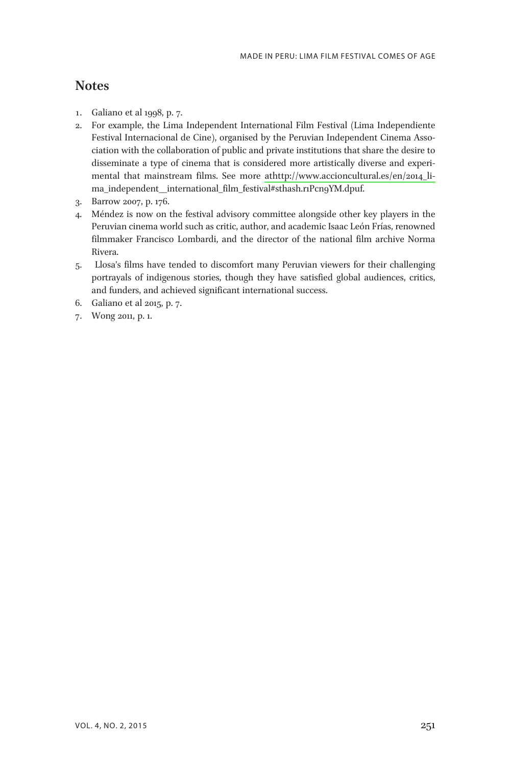## Notes

1. Galiano et al 1998, p. 7.
2. For example, the Lima Independent International Film Festival (Lima Independiente Festival Internacional de Cine), organised by the Peruvian Independent Cinema Association with the collaboration of public and private institutions that share the desire to disseminate a type of cinema that is considered more artistically diverse and experimental that mainstream films. See more athttp://www.accioncultural.es/en/2014_lima_independent__international_film_festival#sthash.r1Pcn9YM.dpuf.
3. Barrow 2007, p. 176.
4. Méndez is now on the festival advisory committee alongside other key players in the Peruvian cinema world such as critic, author, and academic Isaac León Frías, renowned filmmaker Francisco Lombardi, and the director of the national film archive Norma Rivera.
5. Llosa's films have tended to discomfort many Peruvian viewers for their challenging portrayals of indigenous stories, though they have satisfied global audiences, critics, and funders, and achieved significant international success.
6. Galiano et al 2015, p. 7.
7. Wong 2011, p. 1.